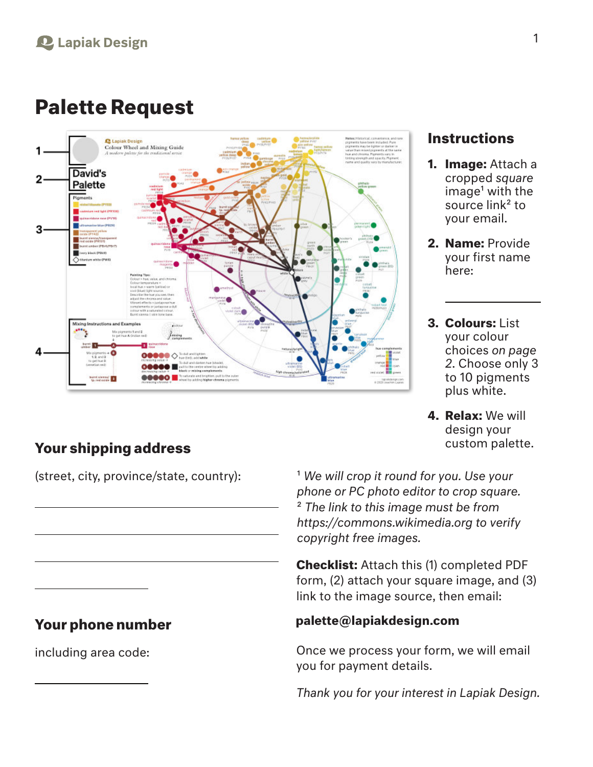# Palette Request

## Instructions

1. **Image:** Attach a cropped *square* image[1] with the source link[2] to your email.
2. **Name:** Provide your first name here:

   ______________________

3. **Colours:** List your colour choices *on page 2*. Choose only 3 to 10 pigments plus white.
4. **Relax:** We will design your custom palette.

## Your shipping address

(street, city, province/state, country):

______________________________________

______________________________________

______________________________________

______________________

[1] *We will crop it round for you. Use your phone or PC photo editor to crop square.*
[2] *The link to this image must be from https://commons.wikimedia.org to verify copyright free images.*

**Checklist:** Attach this (1) completed PDF form, (2) attach your square image, and (3) link to the image source, then email:

**palette@lapiakdesign.com**

## Your phone number

including area code:

______________________

Once we process your form, we will email you for payment details.

*Thank you for your interest in Lapiak Design.*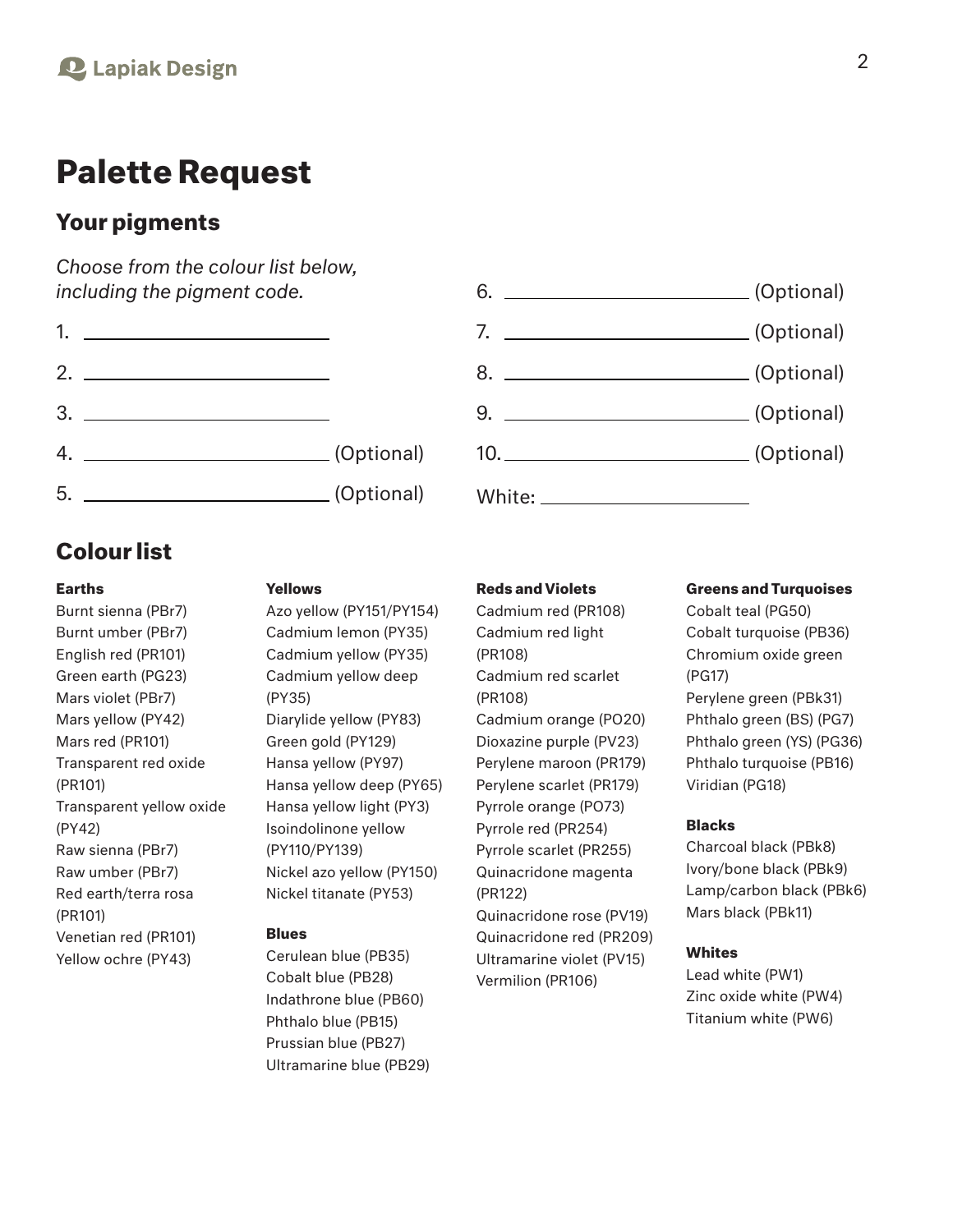# Palette Request

## Your pigments

*Choose from the colour list below, including the pigment code.*

1. ______________________
2. ______________________
3. ______________________
4. ______________________ (Optional)
5. ______________________ (Optional)
6. ______________________ (Optional)
7. ______________________ (Optional)
8. ______________________ (Optional)
9. ______________________ (Optional)
10. ______________________ (Optional)

White: ______________________

## Colour list

**Earths**

Burnt sienna (PBr7)
Burnt umber (PBr7)
English red (PR101)
Green earth (PG23)
Mars violet (PBr7)
Mars yellow (PY42)
Mars red (PR101)
Transparent red oxide (PR101)
Transparent yellow oxide (PY42)
Raw sienna (PBr7)
Raw umber (PBr7)
Red earth/terra rosa (PR101)
Venetian red (PR101)
Yellow ochre (PY43)

**Yellows**

Azo yellow (PY151/PY154)
Cadmium lemon (PY35)
Cadmium yellow (PY35)
Cadmium yellow deep (PY35)
Diarylide yellow (PY83)
Green gold (PY129)
Hansa yellow (PY97)
Hansa yellow deep (PY65)
Hansa yellow light (PY3)
Isoindolinone yellow (PY110/PY139)
Nickel azo yellow (PY150)
Nickel titanate (PY53)

**Blues**

Cerulean blue (PB35)
Cobalt blue (PB28)
Indathrone blue (PB60)
Phthalo blue (PB15)
Prussian blue (PB27)
Ultramarine blue (PB29)

**Reds and Violets**

Cadmium red (PR108)
Cadmium red light (PR108)
Cadmium red scarlet (PR108)
Cadmium orange (PO20)
Dioxazine purple (PV23)
Perylene maroon (PR179)
Perylene scarlet (PR179)
Pyrrole orange (PO73)
Pyrrole red (PR254)
Pyrrole scarlet (PR255)
Quinacridone magenta (PR122)
Quinacridone rose (PV19)
Quinacridone red (PR209)
Ultramarine violet (PV15)
Vermilion (PR106)

**Greens and Turquoises**

Cobalt teal (PG50)
Cobalt turquoise (PB36)
Chromium oxide green (PG17)
Perylene green (PBk31)
Phthalo green (BS) (PG7)
Phthalo green (YS) (PG36)
Phthalo turquoise (PB16)
Viridian (PG18)

**Blacks**

Charcoal black (PBk8)
Ivory/bone black (PBk9)
Lamp/carbon black (PBk6)
Mars black (PBk11)

**Whites**

Lead white (PW1)
Zinc oxide white (PW4)
Titanium white (PW6)